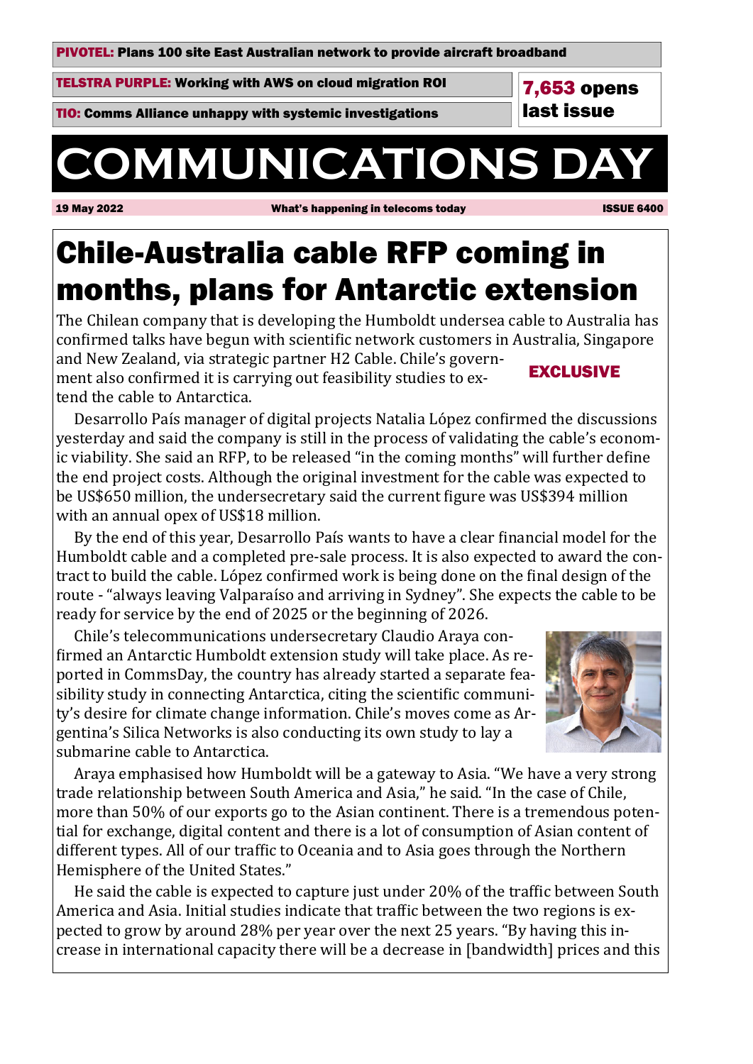**PIVOTEL:** Plans 100 site East Australian network to provide aircraft broadband

**TELSTRA PURPLE:** Working with AWS on cloud migration ROI

**TIO:** Comms Alliance unhappy with systemic investigations

**7,653 opens last issue**

# COMMUNICATIONS DAY

**19 May 2022** | **What's happening in telecoms today** | **ISSUE 6400**

## Chile-Australia cable RFP coming in months, plans for Antarctic extension

**EXCLUSIVE**

The Chilean company that is developing the Humboldt undersea cable to Australia has confirmed talks have begun with scientific network customers in Australia, Singapore and New Zealand, via strategic partner H2 Cable. Chile's government also confirmed it is carrying out feasibility studies to extend the cable to Antarctica.

Desarrollo País manager of digital projects Natalia López confirmed the discussions yesterday and said the company is still in the process of validating the cable's economic viability. She said an RFP, to be released "in the coming months" will further define the end project costs. Although the original investment for the cable was expected to be US$650 million, the undersecretary said the current figure was US$394 million with an annual opex of US$18 million.

By the end of this year, Desarrollo País wants to have a clear financial model for the Humboldt cable and a completed pre-sale process. It is also expected to award the contract to build the cable. López confirmed work is being done on the final design of the route - "always leaving Valparaíso and arriving in Sydney". She expects the cable to be ready for service by the end of 2025 or the beginning of 2026.

Chile's telecommunications undersecretary Claudio Araya confirmed an Antarctic Humboldt extension study will take place. As reported in CommsDay, the country has already started a separate feasibility study in connecting Antarctica, citing the scientific community's desire for climate change information. Chile's moves come as Argentina's Silica Networks is also conducting its own study to lay a submarine cable to Antarctica.

Araya emphasised how Humboldt will be a gateway to Asia. "We have a very strong trade relationship between South America and Asia," he said. "In the case of Chile, more than 50% of our exports go to the Asian continent. There is a tremendous potential for exchange, digital content and there is a lot of consumption of Asian content of different types. All of our traffic to Oceania and to Asia goes through the Northern Hemisphere of the United States."

He said the cable is expected to capture just under 20% of the traffic between South America and Asia. Initial studies indicate that traffic between the two regions is expected to grow by around 28% per year over the next 25 years. "By having this increase in international capacity there will be a decrease in [bandwidth] prices and this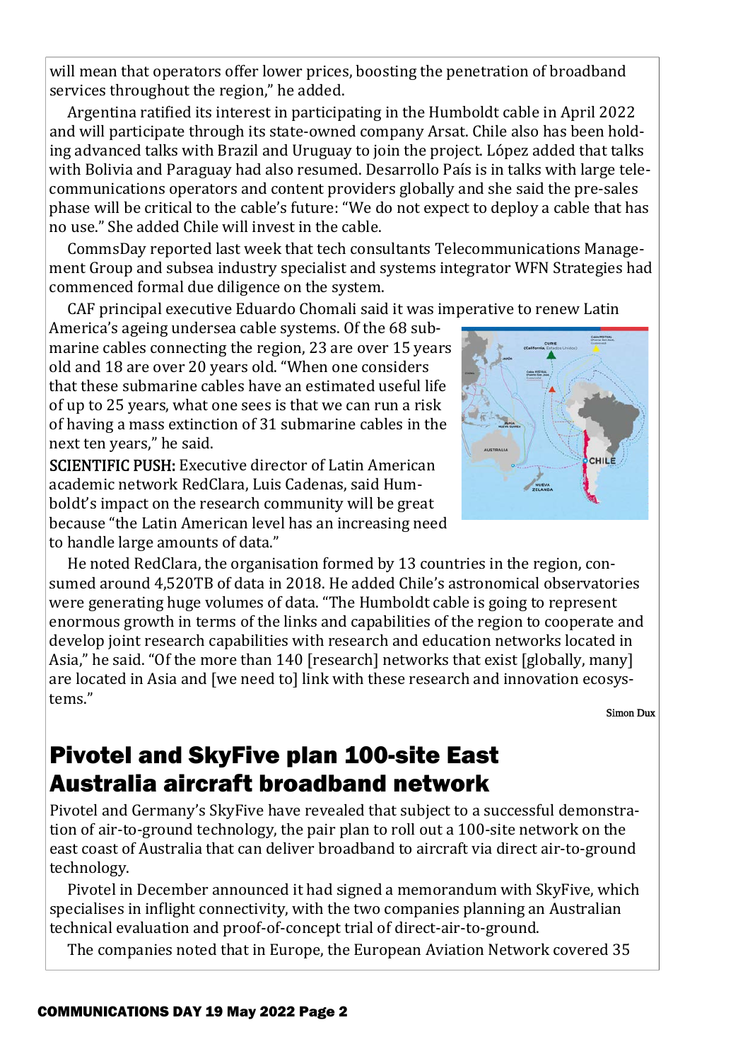will mean that operators offer lower prices, boosting the penetration of broadband services throughout the region," he added.

Argentina ratified its interest in participating in the Humboldt cable in April 2022 and will participate through its state-owned company Arsat. Chile also has been holding advanced talks with Brazil and Uruguay to join the project. López added that talks with Bolivia and Paraguay had also resumed. Desarrollo País is in talks with large telecommunications operators and content providers globally and she said the pre-sales phase will be critical to the cable's future: "We do not expect to deploy a cable that has no use." She added Chile will invest in the cable.

CommsDay reported last week that tech consultants Telecommunications Management Group and subsea industry specialist and systems integrator WFN Strategies had commenced formal due diligence on the system.

CAF principal executive Eduardo Chomali said it was imperative to renew Latin America's ageing undersea cable systems. Of the 68 submarine cables connecting the region, 23 are over 15 years old and 18 are over 20 years old. "When one considers that these submarine cables have an estimated useful life of up to 25 years, what one sees is that we can run a risk of having a mass extinction of 31 submarine cables in the next ten years," he said.

**SCIENTIFIC PUSH:** Executive director of Latin American academic network RedClara, Luis Cadenas, said Humboldt's impact on the research community will be great because "the Latin American level has an increasing need to handle large amounts of data."

He noted RedClara, the organisation formed by 13 countries in the region, consumed around 4,520TB of data in 2018. He added Chile's astronomical observatories were generating huge volumes of data. "The Humboldt cable is going to represent enormous growth in terms of the links and capabilities of the region to cooperate and develop joint research capabilities with research and education networks located in Asia," he said. "Of the more than 140 [research] networks that exist [globally, many] are located in Asia and [we need to] link with these research and innovation ecosystems."

Simon Dux

## Pivotel and SkyFive plan 100-site East Australia aircraft broadband network

Pivotel and Germany's SkyFive have revealed that subject to a successful demonstration of air-to-ground technology, the pair plan to roll out a 100-site network on the east coast of Australia that can deliver broadband to aircraft via direct air-to-ground technology.

Pivotel in December announced it had signed a memorandum with SkyFive, which specialises in inflight connectivity, with the two companies planning an Australian technical evaluation and proof-of-concept trial of direct-air-to-ground.

The companies noted that in Europe, the European Aviation Network covered 35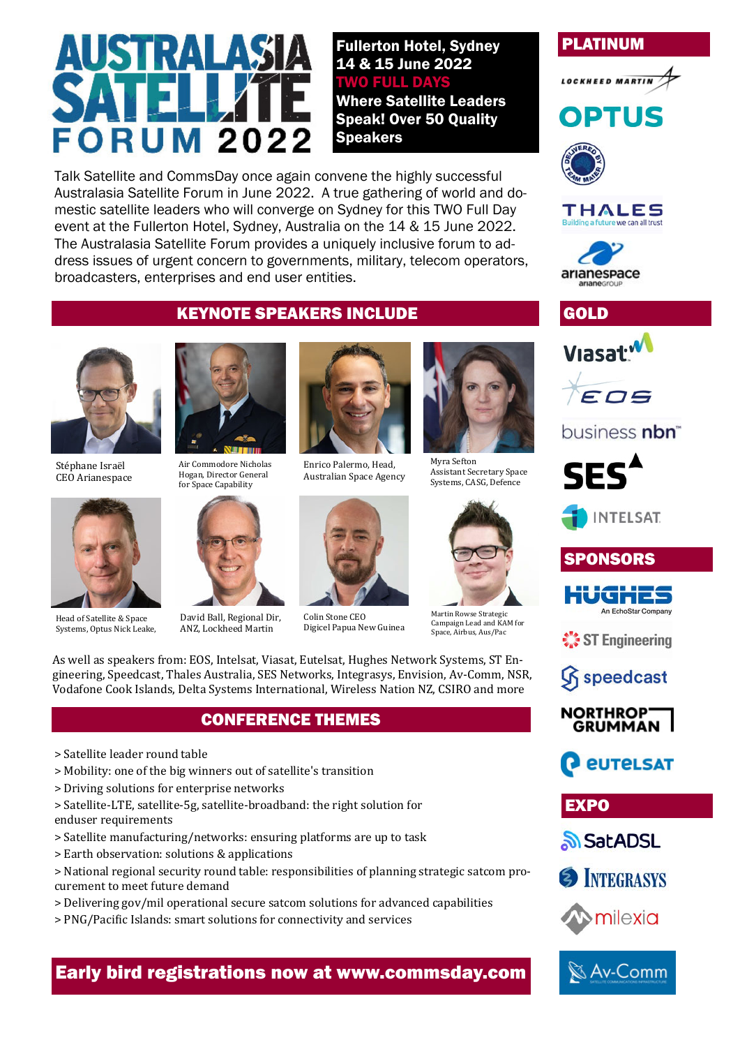# AUSTRALASIA SATELLITE FORUM 2022

**Fullerton Hotel, Sydney**
**14 & 15 June 2022**
**TWO FULL DAYS**
**Where Satellite Leaders Speak! Over 50 Quality Speakers**

Talk Satellite and CommsDay once again convene the highly successful Australasia Satellite Forum in June 2022. A true gathering of world and domestic satellite leaders who will converge on Sydney for this TWO Full Day event at the Fullerton Hotel, Sydney, Australia on the 14 & 15 June 2022. The Australasia Satellite Forum provides a uniquely inclusive forum to address issues of urgent concern to governments, military, telecom operators, broadcasters, enterprises and end user entities.

## KEYNOTE SPEAKERS INCLUDE

Stéphane Israël
CEO Arianespace

Air Commodore Nicholas Hogan, Director General for Space Capability

Enrico Palermo, Head, Australian Space Agency

Myra Sefton
Assistant Secretary Space Systems, CASG, Defence

Head of Satellite & Space Systems, Optus Nick Leake,

David Ball, Regional Dir, ANZ, Lockheed Martin

Colin Stone CEO
Digicel Papua New Guinea

Martin Rowse Strategic Campaign Lead and KAM for Space, Airbus, Aus/Pac

As well as speakers from: EOS, Intelsat, Viasat, Eutelsat, Hughes Network Systems, ST Engineering, Speedcast, Thales Australia, SES Networks, Integrasys, Envision, Av-Comm, NSR, Vodafone Cook Islands, Delta Systems International, Wireless Nation NZ, CSIRO and more

## CONFERENCE THEMES

> Satellite leader round table
> Mobility: one of the big winners out of satellite's transition
> Driving solutions for enterprise networks
> Satellite-LTE, satellite-5g, satellite-broadband: the right solution for enduser requirements
> Satellite manufacturing/networks: ensuring platforms are up to task
> Earth observation: solutions & applications
> National regional security round table: responsibilities of planning strategic satcom procurement to meet future demand
> Delivering gov/mil operational secure satcom solutions for advanced capabilities
> PNG/Pacific Islands: smart solutions for connectivity and services

**Early bird registrations now at www.commsday.com**

## PLATINUM

Lockheed Martin
Optus
Delivered by Team Maier
Thales — Building a future we can all trust
Arianespace — ArianeGroup

## GOLD

Viasat
EOS
business nbn
SES
Intelsat

## SPONSORS

Hughes — An EchoStar Company
ST Engineering
speedcast
Northrop Grumman
Eutelsat

## EXPO

SatADSL
Integrasys
milexia
Av-Comm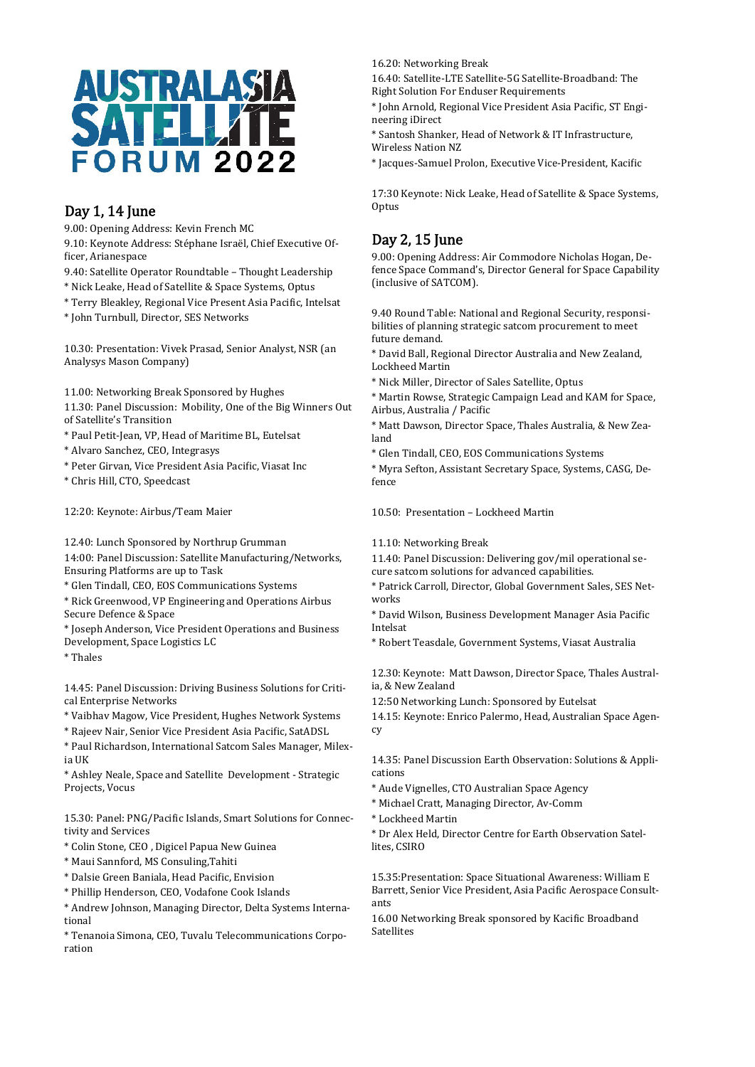# AUSTRALASIA SATELLITE FORUM 2022

## Day 1, 14 June

9.00: Opening Address: Kevin French MC

9.10: Keynote Address: Stéphane Israël, Chief Executive Officer, Arianespace

9.40: Satellite Operator Roundtable – Thought Leadership

* Nick Leake, Head of Satellite & Space Systems, Optus
* Terry Bleakley, Regional Vice Present Asia Pacific, Intelsat
* John Turnbull, Director, SES Networks

10.30: Presentation: Vivek Prasad, Senior Analyst, NSR (an Analysys Mason Company)

11.00: Networking Break Sponsored by Hughes

11.30: Panel Discussion: Mobility, One of the Big Winners Out of Satellite's Transition

* Paul Petit-Jean, VP, Head of Maritime BL, Eutelsat
* Alvaro Sanchez, CEO, Integrasys
* Peter Girvan, Vice President Asia Pacific, Viasat Inc
* Chris Hill, CTO, Speedcast

12:20: Keynote: Airbus/Team Maier

12.40: Lunch Sponsored by Northrup Grumman

14:00: Panel Discussion: Satellite Manufacturing/Networks, Ensuring Platforms are up to Task

* Glen Tindall, CEO, EOS Communications Systems
* Rick Greenwood, VP Engineering and Operations Airbus Secure Defence & Space
* Joseph Anderson, Vice President Operations and Business Development, Space Logistics LC
* Thales

14.45: Panel Discussion: Driving Business Solutions for Critical Enterprise Networks

* Vaibhav Magow, Vice President, Hughes Network Systems
* Rajeev Nair, Senior Vice President Asia Pacific, SatADSL
* Paul Richardson, International Satcom Sales Manager, Milexia UK
* Ashley Neale, Space and Satellite Development - Strategic Projects, Vocus

15.30: Panel: PNG/Pacific Islands, Smart Solutions for Connectivity and Services

* Colin Stone, CEO , Digicel Papua New Guinea
* Maui Sannford, MS Consuling,Tahiti
* Dalsie Green Baniala, Head Pacific, Envision
* Phillip Henderson, CEO, Vodafone Cook Islands
* Andrew Johnson, Managing Director, Delta Systems International
* Tenanoia Simona, CEO, Tuvalu Telecommunications Corporation

16.20: Networking Break

16.40: Satellite-LTE Satellite-5G Satellite-Broadband: The Right Solution For Enduser Requirements

* John Arnold, Regional Vice President Asia Pacific, ST Engineering iDirect
* Santosh Shanker, Head of Network & IT Infrastructure, Wireless Nation NZ
* Jacques-Samuel Prolon, Executive Vice-President, Kacific

17:30 Keynote: Nick Leake, Head of Satellite & Space Systems, Optus

## Day 2, 15 June

9.00: Opening Address: Air Commodore Nicholas Hogan, Defence Space Command's, Director General for Space Capability (inclusive of SATCOM).

9.40 Round Table: National and Regional Security, responsibilities of planning strategic satcom procurement to meet future demand.

* David Ball, Regional Director Australia and New Zealand, Lockheed Martin
* Nick Miller, Director of Sales Satellite, Optus
* Martin Rowse, Strategic Campaign Lead and KAM for Space, Airbus, Australia / Pacific
* Matt Dawson, Director Space, Thales Australia, & New Zealand
* Glen Tindall, CEO, EOS Communications Systems
* Myra Sefton, Assistant Secretary Space, Systems, CASG, Defence

10.50: Presentation – Lockheed Martin

11.10: Networking Break

11.40: Panel Discussion: Delivering gov/mil operational secure satcom solutions for advanced capabilities.

* Patrick Carroll, Director, Global Government Sales, SES Networks
* David Wilson, Business Development Manager Asia Pacific Intelsat
* Robert Teasdale, Government Systems, Viasat Australia

12.30: Keynote: Matt Dawson, Director Space, Thales Australia, & New Zealand

12:50 Networking Lunch: Sponsored by Eutelsat

14.15: Keynote: Enrico Palermo, Head, Australian Space Agency

14.35: Panel Discussion Earth Observation: Solutions & Applications

* Aude Vignelles, CTO Australian Space Agency
* Michael Cratt, Managing Director, Av-Comm
* Lockheed Martin
* Dr Alex Held, Director Centre for Earth Observation Satellites, CSIRO

15.35:Presentation: Space Situational Awareness: William E Barrett, Senior Vice President, Asia Pacific Aerospace Consultants

16.00 Networking Break sponsored by Kacific Broadband Satellites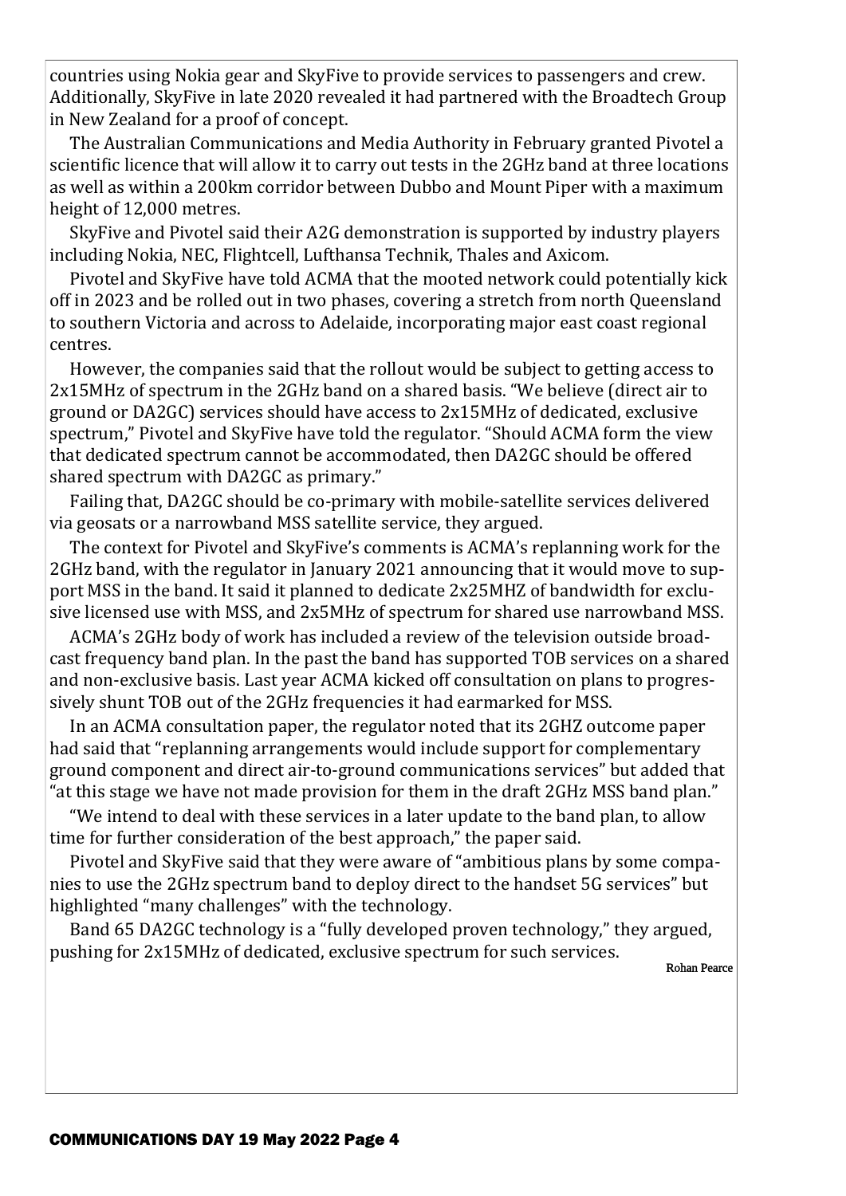countries using Nokia gear and SkyFive to provide services to passengers and crew. Additionally, SkyFive in late 2020 revealed it had partnered with the Broadtech Group in New Zealand for a proof of concept.

The Australian Communications and Media Authority in February granted Pivotel a scientific licence that will allow it to carry out tests in the 2GHz band at three locations as well as within a 200km corridor between Dubbo and Mount Piper with a maximum height of 12,000 metres.

SkyFive and Pivotel said their A2G demonstration is supported by industry players including Nokia, NEC, Flightcell, Lufthansa Technik, Thales and Axicom.

Pivotel and SkyFive have told ACMA that the mooted network could potentially kick off in 2023 and be rolled out in two phases, covering a stretch from north Queensland to southern Victoria and across to Adelaide, incorporating major east coast regional centres.

However, the companies said that the rollout would be subject to getting access to 2x15MHz of spectrum in the 2GHz band on a shared basis. "We believe (direct air to ground or DA2GC) services should have access to 2x15MHz of dedicated, exclusive spectrum," Pivotel and SkyFive have told the regulator. "Should ACMA form the view that dedicated spectrum cannot be accommodated, then DA2GC should be offered shared spectrum with DA2GC as primary."

Failing that, DA2GC should be co-primary with mobile-satellite services delivered via geosats or a narrowband MSS satellite service, they argued.

The context for Pivotel and SkyFive's comments is ACMA's replanning work for the 2GHz band, with the regulator in January 2021 announcing that it would move to support MSS in the band. It said it planned to dedicate 2x25MHZ of bandwidth for exclusive licensed use with MSS, and 2x5MHz of spectrum for shared use narrowband MSS.

ACMA's 2GHz body of work has included a review of the television outside broadcast frequency band plan. In the past the band has supported TOB services on a shared and non-exclusive basis. Last year ACMA kicked off consultation on plans to progressively shunt TOB out of the 2GHz frequencies it had earmarked for MSS.

In an ACMA consultation paper, the regulator noted that its 2GHZ outcome paper had said that "replanning arrangements would include support for complementary ground component and direct air-to-ground communications services" but added that "at this stage we have not made provision for them in the draft 2GHz MSS band plan."

"We intend to deal with these services in a later update to the band plan, to allow time for further consideration of the best approach," the paper said.

Pivotel and SkyFive said that they were aware of "ambitious plans by some companies to use the 2GHz spectrum band to deploy direct to the handset 5G services" but highlighted "many challenges" with the technology.

Band 65 DA2GC technology is a "fully developed proven technology," they argued, pushing for 2x15MHz of dedicated, exclusive spectrum for such services.

Rohan Pearce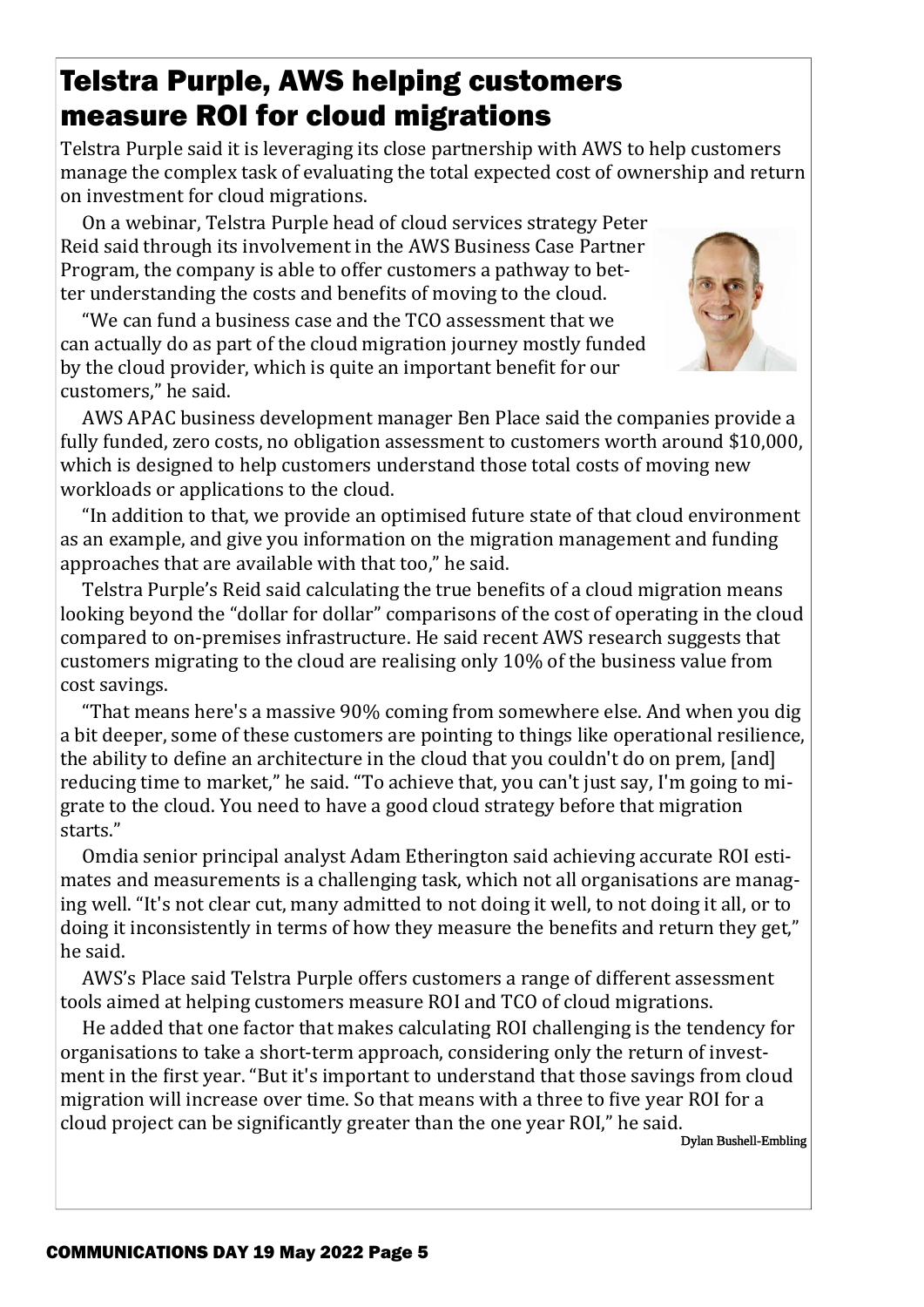# Telstra Purple, AWS helping customers measure ROI for cloud migrations

Telstra Purple said it is leveraging its close partnership with AWS to help customers manage the complex task of evaluating the total expected cost of ownership and return on investment for cloud migrations.

On a webinar, Telstra Purple head of cloud services strategy Peter Reid said through its involvement in the AWS Business Case Partner Program, the company is able to offer customers a pathway to better understanding the costs and benefits of moving to the cloud.

"We can fund a business case and the TCO assessment that we can actually do as part of the cloud migration journey mostly funded by the cloud provider, which is quite an important benefit for our customers," he said.

AWS APAC business development manager Ben Place said the companies provide a fully funded, zero costs, no obligation assessment to customers worth around $10,000, which is designed to help customers understand those total costs of moving new workloads or applications to the cloud.

"In addition to that, we provide an optimised future state of that cloud environment as an example, and give you information on the migration management and funding approaches that are available with that too," he said.

Telstra Purple's Reid said calculating the true benefits of a cloud migration means looking beyond the "dollar for dollar" comparisons of the cost of operating in the cloud compared to on-premises infrastructure. He said recent AWS research suggests that customers migrating to the cloud are realising only 10% of the business value from cost savings.

"That means here's a massive 90% coming from somewhere else. And when you dig a bit deeper, some of these customers are pointing to things like operational resilience, the ability to define an architecture in the cloud that you couldn't do on prem, [and] reducing time to market," he said. "To achieve that, you can't just say, I'm going to migrate to the cloud. You need to have a good cloud strategy before that migration starts."

Omdia senior principal analyst Adam Etherington said achieving accurate ROI estimates and measurements is a challenging task, which not all organisations are managing well. "It's not clear cut, many admitted to not doing it well, to not doing it all, or to doing it inconsistently in terms of how they measure the benefits and return they get," he said.

AWS's Place said Telstra Purple offers customers a range of different assessment tools aimed at helping customers measure ROI and TCO of cloud migrations.

He added that one factor that makes calculating ROI challenging is the tendency for organisations to take a short-term approach, considering only the return of investment in the first year. "But it's important to understand that those savings from cloud migration will increase over time. So that means with a three to five year ROI for a cloud project can be significantly greater than the one year ROI," he said.

Dylan Bushell-Embling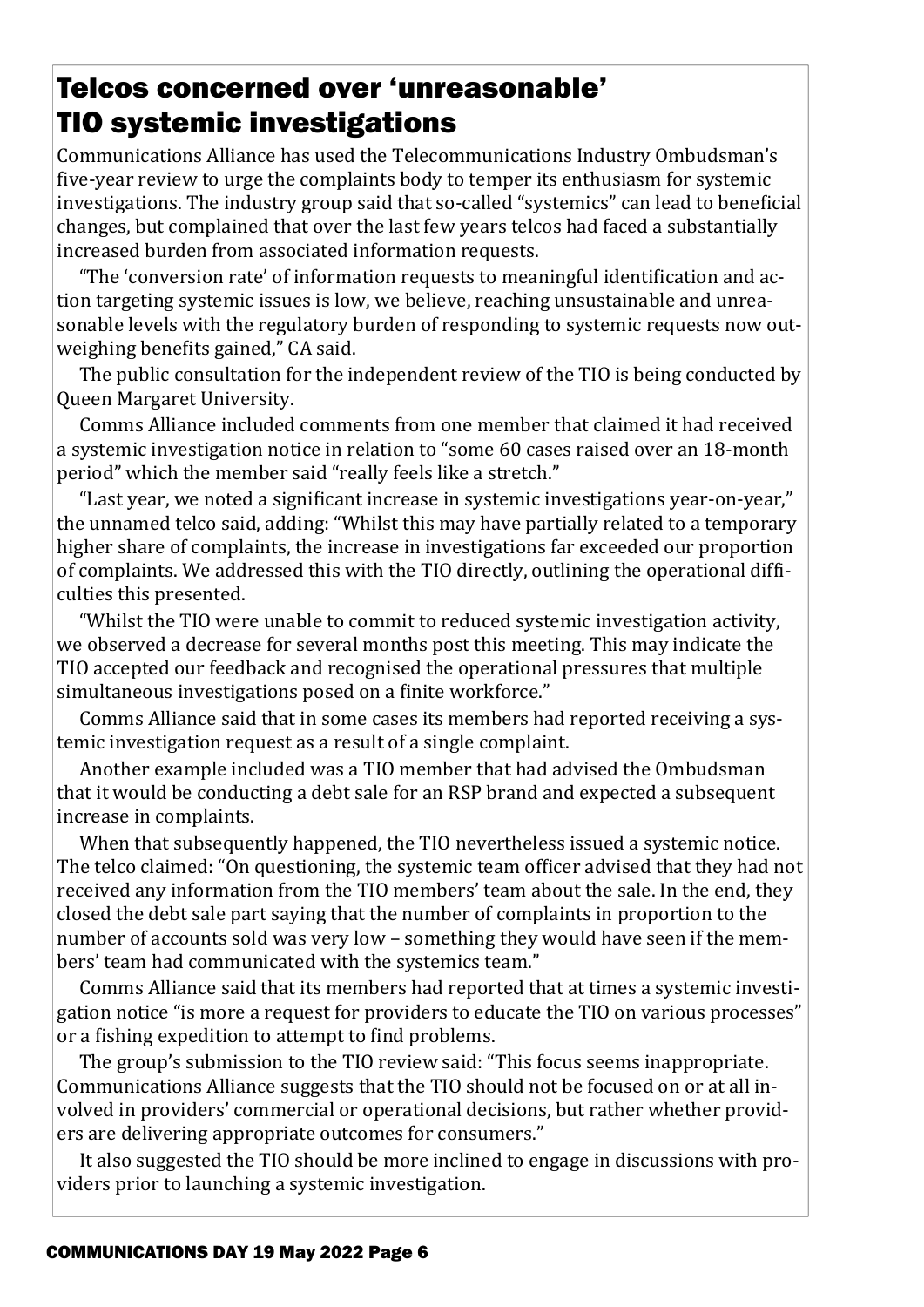# Telcos concerned over 'unreasonable' TIO systemic investigations

Communications Alliance has used the Telecommunications Industry Ombudsman's five-year review to urge the complaints body to temper its enthusiasm for systemic investigations. The industry group said that so-called "systemics" can lead to beneficial changes, but complained that over the last few years telcos had faced a substantially increased burden from associated information requests.

"The 'conversion rate' of information requests to meaningful identification and action targeting systemic issues is low, we believe, reaching unsustainable and unreasonable levels with the regulatory burden of responding to systemic requests now outweighing benefits gained," CA said.

The public consultation for the independent review of the TIO is being conducted by Queen Margaret University.

Comms Alliance included comments from one member that claimed it had received a systemic investigation notice in relation to "some 60 cases raised over an 18-month period" which the member said "really feels like a stretch."

"Last year, we noted a significant increase in systemic investigations year-on-year," the unnamed telco said, adding: "Whilst this may have partially related to a temporary higher share of complaints, the increase in investigations far exceeded our proportion of complaints. We addressed this with the TIO directly, outlining the operational difficulties this presented.

"Whilst the TIO were unable to commit to reduced systemic investigation activity, we observed a decrease for several months post this meeting. This may indicate the TIO accepted our feedback and recognised the operational pressures that multiple simultaneous investigations posed on a finite workforce."

Comms Alliance said that in some cases its members had reported receiving a systemic investigation request as a result of a single complaint.

Another example included was a TIO member that had advised the Ombudsman that it would be conducting a debt sale for an RSP brand and expected a subsequent increase in complaints.

When that subsequently happened, the TIO nevertheless issued a systemic notice. The telco claimed: "On questioning, the systemic team officer advised that they had not received any information from the TIO members' team about the sale. In the end, they closed the debt sale part saying that the number of complaints in proportion to the number of accounts sold was very low – something they would have seen if the members' team had communicated with the systemics team."

Comms Alliance said that its members had reported that at times a systemic investigation notice "is more a request for providers to educate the TIO on various processes" or a fishing expedition to attempt to find problems.

The group's submission to the TIO review said: "This focus seems inappropriate. Communications Alliance suggests that the TIO should not be focused on or at all involved in providers' commercial or operational decisions, but rather whether providers are delivering appropriate outcomes for consumers."

It also suggested the TIO should be more inclined to engage in discussions with providers prior to launching a systemic investigation.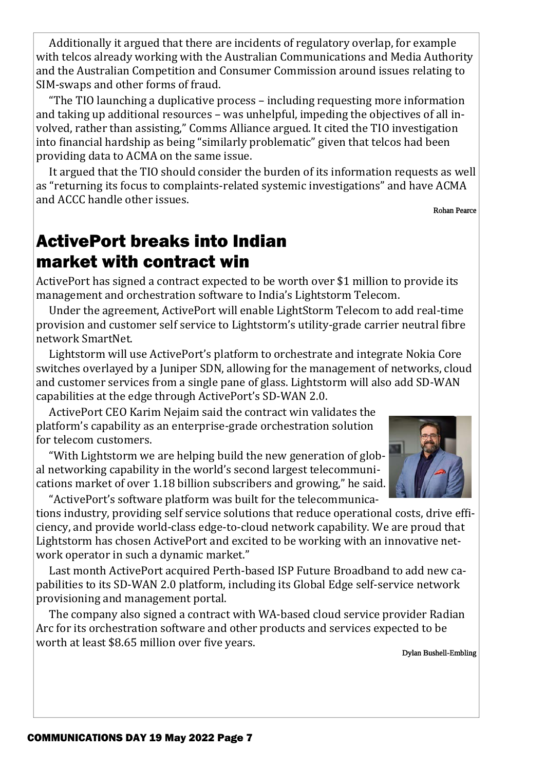Additionally it argued that there are incidents of regulatory overlap, for example with telcos already working with the Australian Communications and Media Authority and the Australian Competition and Consumer Commission around issues relating to SIM-swaps and other forms of fraud.

"The TIO launching a duplicative process – including requesting more information and taking up additional resources – was unhelpful, impeding the objectives of all involved, rather than assisting," Comms Alliance argued. It cited the TIO investigation into financial hardship as being "similarly problematic" given that telcos had been providing data to ACMA on the same issue.

It argued that the TIO should consider the burden of its information requests as well as "returning its focus to complaints-related systemic investigations" and have ACMA and ACCC handle other issues.

Rohan Pearce

## ActivePort breaks into Indian market with contract win

ActivePort has signed a contract expected to be worth over $1 million to provide its management and orchestration software to India's Lightstorm Telecom.

Under the agreement, ActivePort will enable LightStorm Telecom to add real-time provision and customer self service to Lightstorm's utility-grade carrier neutral fibre network SmartNet.

Lightstorm will use ActivePort's platform to orchestrate and integrate Nokia Core switches overlayed by a Juniper SDN, allowing for the management of networks, cloud and customer services from a single pane of glass. Lightstorm will also add SD-WAN capabilities at the edge through ActivePort's SD-WAN 2.0.

ActivePort CEO Karim Nejaim said the contract win validates the platform's capability as an enterprise-grade orchestration solution for telecom customers.

"With Lightstorm we are helping build the new generation of global networking capability in the world's second largest telecommunications market of over 1.18 billion subscribers and growing," he said.

"ActivePort's software platform was built for the telecommunications industry, providing self service solutions that reduce operational costs, drive efficiency, and provide world-class edge-to-cloud network capability. We are proud that Lightstorm has chosen ActivePort and excited to be working with an innovative network operator in such a dynamic market."

Last month ActivePort acquired Perth-based ISP Future Broadband to add new capabilities to its SD-WAN 2.0 platform, including its Global Edge self-service network provisioning and management portal.

The company also signed a contract with WA-based cloud service provider Radian Arc for its orchestration software and other products and services expected to be worth at least $8.65 million over five years.

Dylan Bushell-Embling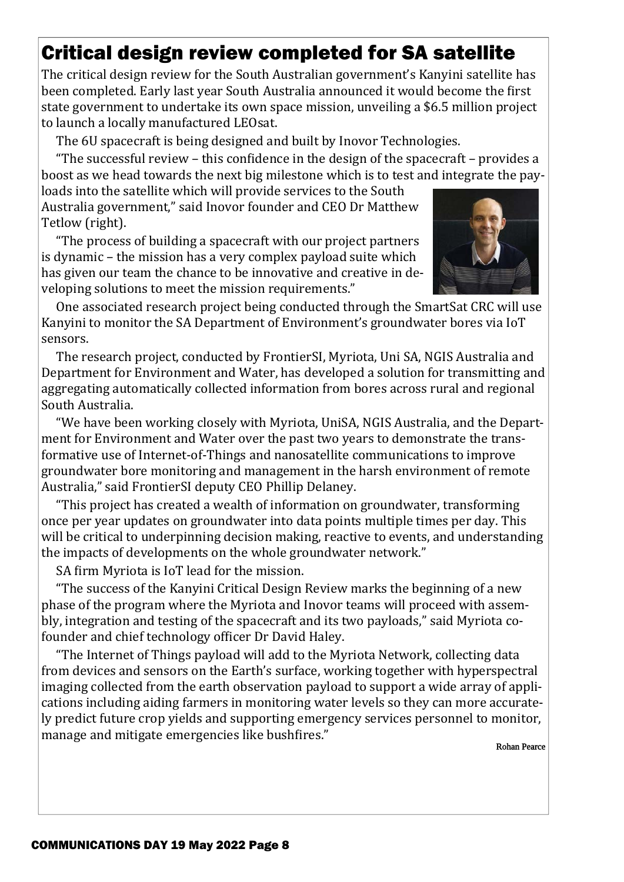# Critical design review completed for SA satellite

The critical design review for the South Australian government's Kanyini satellite has been completed. Early last year South Australia announced it would become the first state government to undertake its own space mission, unveiling a $6.5 million project to launch a locally manufactured LEOsat.

The 6U spacecraft is being designed and built by Inovor Technologies.

"The successful review – this confidence in the design of the spacecraft – provides a boost as we head towards the next big milestone which is to test and integrate the payloads into the satellite which will provide services to the South Australia government," said Inovor founder and CEO Dr Matthew Tetlow (right).

"The process of building a spacecraft with our project partners is dynamic – the mission has a very complex payload suite which has given our team the chance to be innovative and creative in developing solutions to meet the mission requirements."

One associated research project being conducted through the SmartSat CRC will use Kanyini to monitor the SA Department of Environment's groundwater bores via IoT sensors.

The research project, conducted by FrontierSI, Myriota, Uni SA, NGIS Australia and Department for Environment and Water, has developed a solution for transmitting and aggregating automatically collected information from bores across rural and regional South Australia.

"We have been working closely with Myriota, UniSA, NGIS Australia, and the Department for Environment and Water over the past two years to demonstrate the transformative use of Internet-of-Things and nanosatellite communications to improve groundwater bore monitoring and management in the harsh environment of remote Australia," said FrontierSI deputy CEO Phillip Delaney.

"This project has created a wealth of information on groundwater, transforming once per year updates on groundwater into data points multiple times per day. This will be critical to underpinning decision making, reactive to events, and understanding the impacts of developments on the whole groundwater network."

SA firm Myriota is IoT lead for the mission.

"The success of the Kanyini Critical Design Review marks the beginning of a new phase of the program where the Myriota and Inovor teams will proceed with assembly, integration and testing of the spacecraft and its two payloads," said Myriota co-founder and chief technology officer Dr David Haley.

"The Internet of Things payload will add to the Myriota Network, collecting data from devices and sensors on the Earth's surface, working together with hyperspectral imaging collected from the earth observation payload to support a wide array of applications including aiding farmers in monitoring water levels so they can more accurately predict future crop yields and supporting emergency services personnel to monitor, manage and mitigate emergencies like bushfires."

Rohan Pearce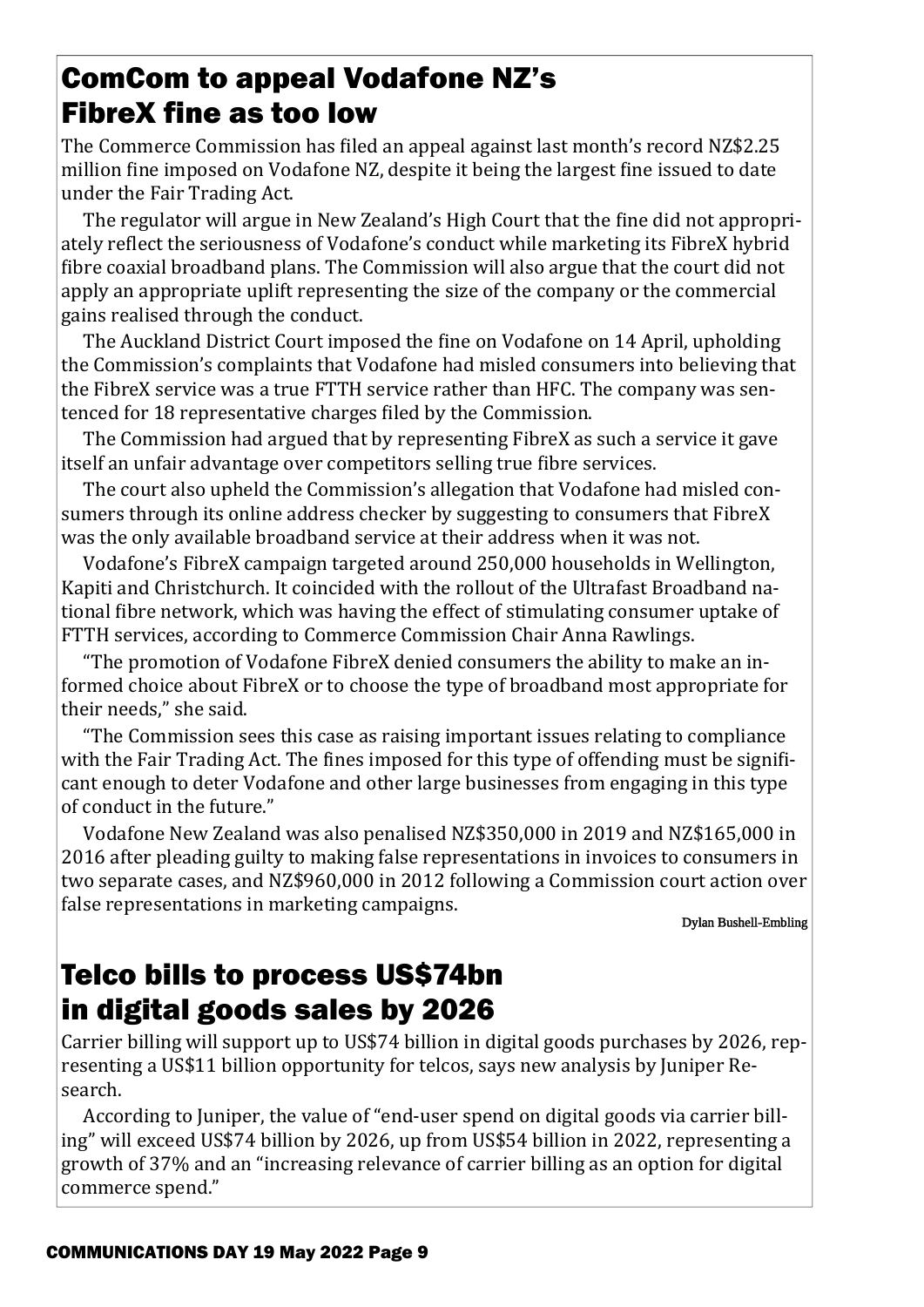## ComCom to appeal Vodafone NZ's FibreX fine as too low

The Commerce Commission has filed an appeal against last month's record NZ$2.25 million fine imposed on Vodafone NZ, despite it being the largest fine issued to date under the Fair Trading Act.

The regulator will argue in New Zealand's High Court that the fine did not appropriately reflect the seriousness of Vodafone's conduct while marketing its FibreX hybrid fibre coaxial broadband plans. The Commission will also argue that the court did not apply an appropriate uplift representing the size of the company or the commercial gains realised through the conduct.

The Auckland District Court imposed the fine on Vodafone on 14 April, upholding the Commission's complaints that Vodafone had misled consumers into believing that the FibreX service was a true FTTH service rather than HFC. The company was sentenced for 18 representative charges filed by the Commission.

The Commission had argued that by representing FibreX as such a service it gave itself an unfair advantage over competitors selling true fibre services.

The court also upheld the Commission's allegation that Vodafone had misled consumers through its online address checker by suggesting to consumers that FibreX was the only available broadband service at their address when it was not.

Vodafone's FibreX campaign targeted around 250,000 households in Wellington, Kapiti and Christchurch. It coincided with the rollout of the Ultrafast Broadband national fibre network, which was having the effect of stimulating consumer uptake of FTTH services, according to Commerce Commission Chair Anna Rawlings.

"The promotion of Vodafone FibreX denied consumers the ability to make an informed choice about FibreX or to choose the type of broadband most appropriate for their needs," she said.

"The Commission sees this case as raising important issues relating to compliance with the Fair Trading Act. The fines imposed for this type of offending must be significant enough to deter Vodafone and other large businesses from engaging in this type of conduct in the future."

Vodafone New Zealand was also penalised NZ$350,000 in 2019 and NZ$165,000 in 2016 after pleading guilty to making false representations in invoices to consumers in two separate cases, and NZ$960,000 in 2012 following a Commission court action over false representations in marketing campaigns.

Dylan Bushell-Embling

## Telco bills to process US$74bn in digital goods sales by 2026

Carrier billing will support up to US$74 billion in digital goods purchases by 2026, representing a US$11 billion opportunity for telcos, says new analysis by Juniper Research.

According to Juniper, the value of "end-user spend on digital goods via carrier billing" will exceed US$74 billion by 2026, up from US$54 billion in 2022, representing a growth of 37% and an "increasing relevance of carrier billing as an option for digital commerce spend."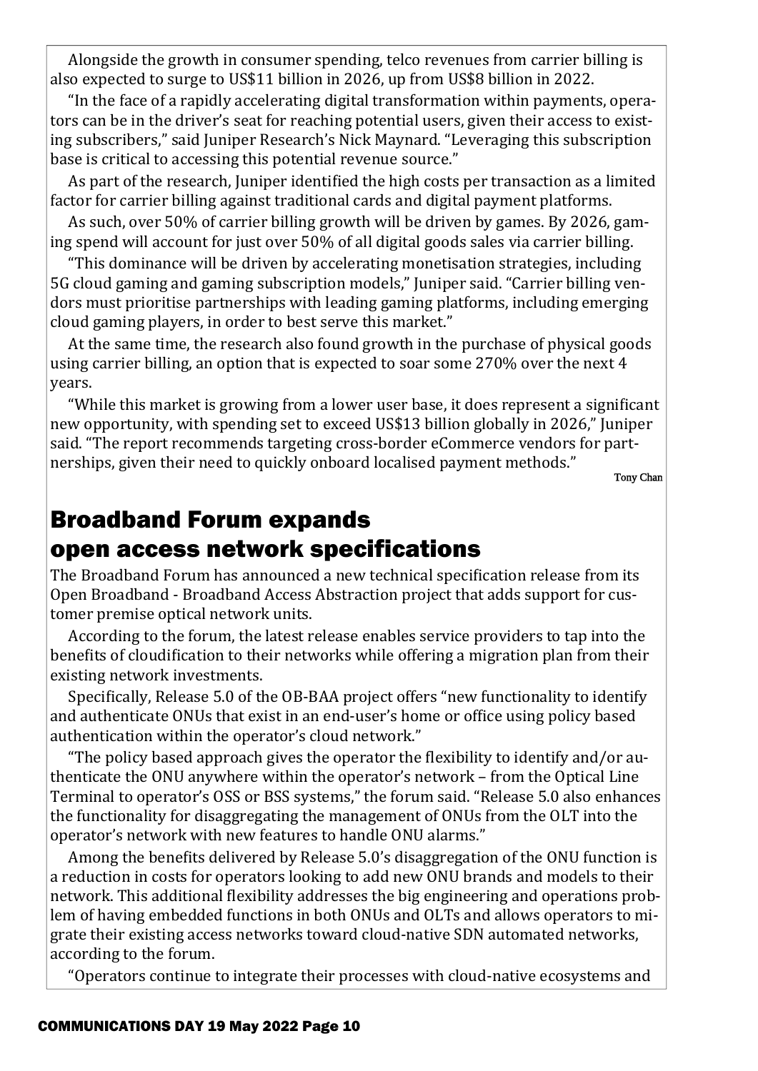Alongside the growth in consumer spending, telco revenues from carrier billing is also expected to surge to US$11 billion in 2026, up from US$8 billion in 2022.

"In the face of a rapidly accelerating digital transformation within payments, operators can be in the driver's seat for reaching potential users, given their access to existing subscribers," said Juniper Research's Nick Maynard. "Leveraging this subscription base is critical to accessing this potential revenue source."

As part of the research, Juniper identified the high costs per transaction as a limited factor for carrier billing against traditional cards and digital payment platforms.

As such, over 50% of carrier billing growth will be driven by games. By 2026, gaming spend will account for just over 50% of all digital goods sales via carrier billing.

"This dominance will be driven by accelerating monetisation strategies, including 5G cloud gaming and gaming subscription models," Juniper said. "Carrier billing vendors must prioritise partnerships with leading gaming platforms, including emerging cloud gaming players, in order to best serve this market."

At the same time, the research also found growth in the purchase of physical goods using carrier billing, an option that is expected to soar some 270% over the next 4 years.

"While this market is growing from a lower user base, it does represent a significant new opportunity, with spending set to exceed US$13 billion globally in 2026," Juniper said. "The report recommends targeting cross-border eCommerce vendors for partnerships, given their need to quickly onboard localised payment methods."

Tony Chan

## Broadband Forum expands open access network specifications

The Broadband Forum has announced a new technical specification release from its Open Broadband - Broadband Access Abstraction project that adds support for customer premise optical network units.

According to the forum, the latest release enables service providers to tap into the benefits of cloudification to their networks while offering a migration plan from their existing network investments.

Specifically, Release 5.0 of the OB-BAA project offers "new functionality to identify and authenticate ONUs that exist in an end-user's home or office using policy based authentication within the operator's cloud network."

"The policy based approach gives the operator the flexibility to identify and/or authenticate the ONU anywhere within the operator's network – from the Optical Line Terminal to operator's OSS or BSS systems," the forum said. "Release 5.0 also enhances the functionality for disaggregating the management of ONUs from the OLT into the operator's network with new features to handle ONU alarms."

Among the benefits delivered by Release 5.0's disaggregation of the ONU function is a reduction in costs for operators looking to add new ONU brands and models to their network. This additional flexibility addresses the big engineering and operations problem of having embedded functions in both ONUs and OLTs and allows operators to migrate their existing access networks toward cloud-native SDN automated networks, according to the forum.

"Operators continue to integrate their processes with cloud-native ecosystems and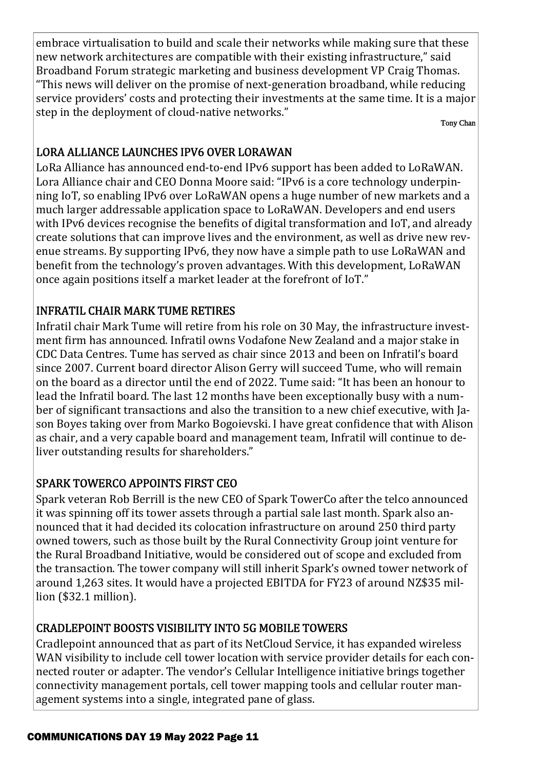embrace virtualisation to build and scale their networks while making sure that these new network architectures are compatible with their existing infrastructure," said Broadband Forum strategic marketing and business development VP Craig Thomas. "This news will deliver on the promise of next-generation broadband, while reducing service providers' costs and protecting their investments at the same time. It is a major step in the deployment of cloud-native networks."

Tony Chan

## LORA ALLIANCE LAUNCHES IPV6 OVER LORAWAN

LoRa Alliance has announced end-to-end IPv6 support has been added to LoRaWAN. Lora Alliance chair and CEO Donna Moore said: "IPv6 is a core technology underpinning IoT, so enabling IPv6 over LoRaWAN opens a huge number of new markets and a much larger addressable application space to LoRaWAN. Developers and end users with IPv6 devices recognise the benefits of digital transformation and IoT, and already create solutions that can improve lives and the environment, as well as drive new revenue streams. By supporting IPv6, they now have a simple path to use LoRaWAN and benefit from the technology's proven advantages. With this development, LoRaWAN once again positions itself a market leader at the forefront of IoT."

## INFRATIL CHAIR MARK TUME RETIRES

Infratil chair Mark Tume will retire from his role on 30 May, the infrastructure investment firm has announced. Infratil owns Vodafone New Zealand and a major stake in CDC Data Centres. Tume has served as chair since 2013 and been on Infratil's board since 2007. Current board director Alison Gerry will succeed Tume, who will remain on the board as a director until the end of 2022. Tume said: "It has been an honour to lead the Infratil board. The last 12 months have been exceptionally busy with a number of significant transactions and also the transition to a new chief executive, with Jason Boyes taking over from Marko Bogoievski. I have great confidence that with Alison as chair, and a very capable board and management team, Infratil will continue to deliver outstanding results for shareholders."

## SPARK TOWERCO APPOINTS FIRST CEO

Spark veteran Rob Berrill is the new CEO of Spark TowerCo after the telco announced it was spinning off its tower assets through a partial sale last month. Spark also announced that it had decided its colocation infrastructure on around 250 third party owned towers, such as those built by the Rural Connectivity Group joint venture for the Rural Broadband Initiative, would be considered out of scope and excluded from the transaction. The tower company will still inherit Spark's owned tower network of around 1,263 sites. It would have a projected EBITDA for FY23 of around NZ$35 million ($32.1 million).

## CRADLEPOINT BOOSTS VISIBILITY INTO 5G MOBILE TOWERS

Cradlepoint announced that as part of its NetCloud Service, it has expanded wireless WAN visibility to include cell tower location with service provider details for each connected router or adapter. The vendor's Cellular Intelligence initiative brings together connectivity management portals, cell tower mapping tools and cellular router management systems into a single, integrated pane of glass.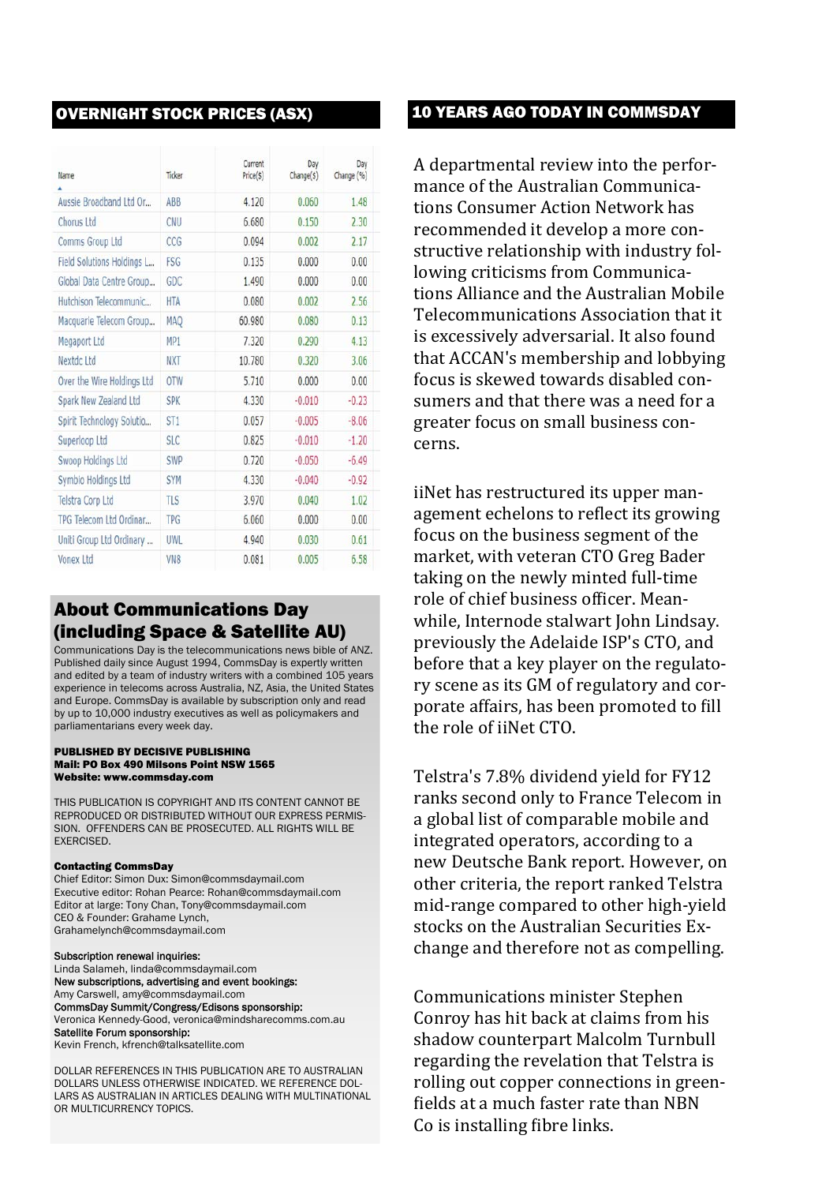## OVERNIGHT STOCK PRICES (ASX)

| Name | Ticker | Current Price($) | Day Change($) | Day Change (%) |
|---|---|---|---|---|
| Aussie Broadband Ltd Or... | ABB | 4.120 | 0.060 | 1.48 |
| Chorus Ltd | CNU | 6.680 | 0.150 | 2.30 |
| Comms Group Ltd | CCG | 0.094 | 0.002 | 2.17 |
| Field Solutions Holdings L... | FSG | 0.135 | 0.000 | 0.00 |
| Global Data Centre Group... | GDC | 1.490 | 0.000 | 0.00 |
| Hutchison Telecommunic... | HTA | 0.080 | 0.002 | 2.56 |
| Macquarie Telecom Group... | MAQ | 60.980 | 0.080 | 0.13 |
| Megaport Ltd | MP1 | 7.320 | 0.290 | 4.13 |
| Nextdc Ltd | NXT | 10.780 | 0.320 | 3.06 |
| Over the Wire Holdings Ltd | OTW | 5.710 | 0.000 | 0.00 |
| Spark New Zealand Ltd | SPK | 4.330 | -0.010 | -0.23 |
| Spirit Technology Solutio... | ST1 | 0.057 | -0.005 | -8.06 |
| Superloop Ltd | SLC | 0.825 | -0.010 | -1.20 |
| Swoop Holdings Ltd | SWP | 0.720 | -0.050 | -6.49 |
| Symbio Holdings Ltd | SYM | 4.330 | -0.040 | -0.92 |
| Telstra Corp Ltd | TLS | 3.970 | 0.040 | 1.02 |
| TPG Telecom Ltd Ordinar... | TPG | 6.060 | 0.000 | 0.00 |
| Uniti Group Ltd Ordinary ... | UWL | 4.940 | 0.030 | 0.61 |
| Vonex Ltd | VN8 | 0.081 | 0.005 | 6.58 |

## About Communications Day (including Space & Satellite AU)

Communications Day is the telecommunications news bible of ANZ. Published daily since August 1994, CommsDay is expertly written and edited by a team of industry writers with a combined 105 years experience in telecoms across Australia, NZ, Asia, the United States and Europe. CommsDay is available by subscription only and read by up to 10,000 industry executives as well as policymakers and parliamentarians every week day.

**PUBLISHED BY DECISIVE PUBLISHING**
**Mail: PO Box 490 Milsons Point NSW 1565**
**Website: www.commsday.com**

THIS PUBLICATION IS COPYRIGHT AND ITS CONTENT CANNOT BE REPRODUCED OR DISTRIBUTED WITHOUT OUR EXPRESS PERMISSION. OFFENDERS CAN BE PROSECUTED. ALL RIGHTS WILL BE EXERCISED.

**Contacting CommsDay**
Chief Editor: Simon Dux: Simon@commsdaymail.com
Executive editor: Rohan Pearce: Rohan@commsdaymail.com
Editor at large: Tony Chan, Tony@commsdaymail.com
CEO & Founder: Grahame Lynch, Grahamelynch@commsdaymail.com

**Subscription renewal inquiries:**
Linda Salameh, linda@commsdaymail.com
**New subscriptions, advertising and event bookings:**
Amy Carswell, amy@commsdaymail.com
**CommsDay Summit/Congress/Edisons sponsorship:**
Veronica Kennedy-Good, veronica@mindsharecomms.com.au
**Satellite Forum sponsorship:**
Kevin French, kfrench@talksatellite.com

DOLLAR REFERENCES IN THIS PUBLICATION ARE TO AUSTRALIAN DOLLARS UNLESS OTHERWISE INDICATED. WE REFERENCE DOLLARS AS AUSTRALIAN IN ARTICLES DEALING WITH MULTINATIONAL OR MULTICURRENCY TOPICS.

## 10 YEARS AGO TODAY IN COMMSDAY

A departmental review into the performance of the Australian Communications Consumer Action Network has recommended it develop a more constructive relationship with industry following criticisms from Communications Alliance and the Australian Mobile Telecommunications Association that it is excessively adversarial. It also found that ACCAN's membership and lobbying focus is skewed towards disabled consumers and that there was a need for a greater focus on small business concerns.

iiNet has restructured its upper management echelons to reflect its growing focus on the business segment of the market, with veteran CTO Greg Bader taking on the newly minted full-time role of chief business officer. Meanwhile, Internode stalwart John Lindsay. previously the Adelaide ISP's CTO, and before that a key player on the regulatory scene as its GM of regulatory and corporate affairs, has been promoted to fill the role of iiNet CTO.

Telstra's 7.8% dividend yield for FY12 ranks second only to France Telecom in a global list of comparable mobile and integrated operators, according to a new Deutsche Bank report. However, on other criteria, the report ranked Telstra mid-range compared to other high-yield stocks on the Australian Securities Exchange and therefore not as compelling.

Communications minister Stephen Conroy has hit back at claims from his shadow counterpart Malcolm Turnbull regarding the revelation that Telstra is rolling out copper connections in greenfields at a much faster rate than NBN Co is installing fibre links.